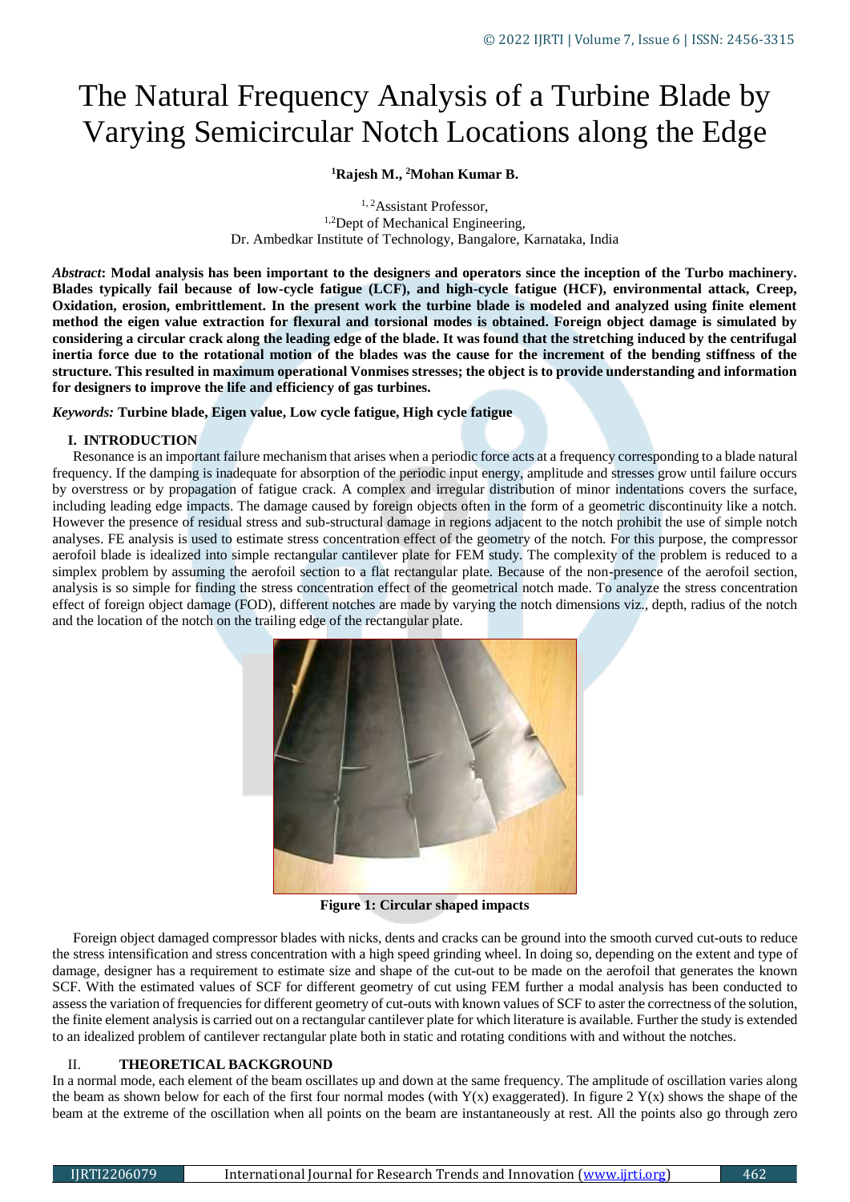# The Natural Frequency Analysis of a Turbine Blade by Varying Semicircular Notch Locations along the Edge

**[1]Rajesh M., [2]Mohan Kumar B.**

[1,2]Assistant Professor,
[1,2]Dept of Mechanical Engineering,
Dr. Ambedkar Institute of Technology, Bangalore, Karnataka, India

***Abstract*: Modal analysis has been important to the designers and operators since the inception of the Turbo machinery. Blades typically fail because of low-cycle fatigue (LCF), and high-cycle fatigue (HCF), environmental attack, Creep, Oxidation, erosion, embrittlement. In the present work the turbine blade is modeled and analyzed using finite element method the eigen value extraction for flexural and torsional modes is obtained. Foreign object damage is simulated by considering a circular crack along the leading edge of the blade. It was found that the stretching induced by the centrifugal inertia force due to the rotational motion of the blades was the cause for the increment of the bending stiffness of the structure. This resulted in maximum operational Vonmises stresses; the object is to provide understanding and information for designers to improve the life and efficiency of gas turbines.**

*Keywords:* **Turbine blade, Eigen value, Low cycle fatigue, High cycle fatigue**

## I. INTRODUCTION

Resonance is an important failure mechanism that arises when a periodic force acts at a frequency corresponding to a blade natural frequency. If the damping is inadequate for absorption of the periodic input energy, amplitude and stresses grow until failure occurs by overstress or by propagation of fatigue crack. A complex and irregular distribution of minor indentations covers the surface, including leading edge impacts. The damage caused by foreign objects often in the form of a geometric discontinuity like a notch. However the presence of residual stress and sub-structural damage in regions adjacent to the notch prohibit the use of simple notch analyses. FE analysis is used to estimate stress concentration effect of the geometry of the notch. For this purpose, the compressor aerofoil blade is idealized into simple rectangular cantilever plate for FEM study. The complexity of the problem is reduced to a simplex problem by assuming the aerofoil section to a flat rectangular plate. Because of the non-presence of the aerofoil section, analysis is so simple for finding the stress concentration effect of the geometrical notch made. To analyze the stress concentration effect of foreign object damage (FOD), different notches are made by varying the notch dimensions viz., depth, radius of the notch and the location of the notch on the trailing edge of the rectangular plate.

**Figure 1: Circular shaped impacts**

Foreign object damaged compressor blades with nicks, dents and cracks can be ground into the smooth curved cut-outs to reduce the stress intensification and stress concentration with a high speed grinding wheel. In doing so, depending on the extent and type of damage, designer has a requirement to estimate size and shape of the cut-out to be made on the aerofoil that generates the known SCF. With the estimated values of SCF for different geometry of cut using FEM further a modal analysis has been conducted to assess the variation of frequencies for different geometry of cut-outs with known values of SCF to aster the correctness of the solution, the finite element analysis is carried out on a rectangular cantilever plate for which literature is available. Further the study is extended to an idealized problem of cantilever rectangular plate both in static and rotating conditions with and without the notches.

## II. THEORETICAL BACKGROUND

In a normal mode, each element of the beam oscillates up and down at the same frequency. The amplitude of oscillation varies along the beam as shown below for each of the first four normal modes (with $Y(x)$ exaggerated). In figure 2 $Y(x)$ shows the shape of the beam at the extreme of the oscillation when all points on the beam are instantaneously at rest. All the points also go through zero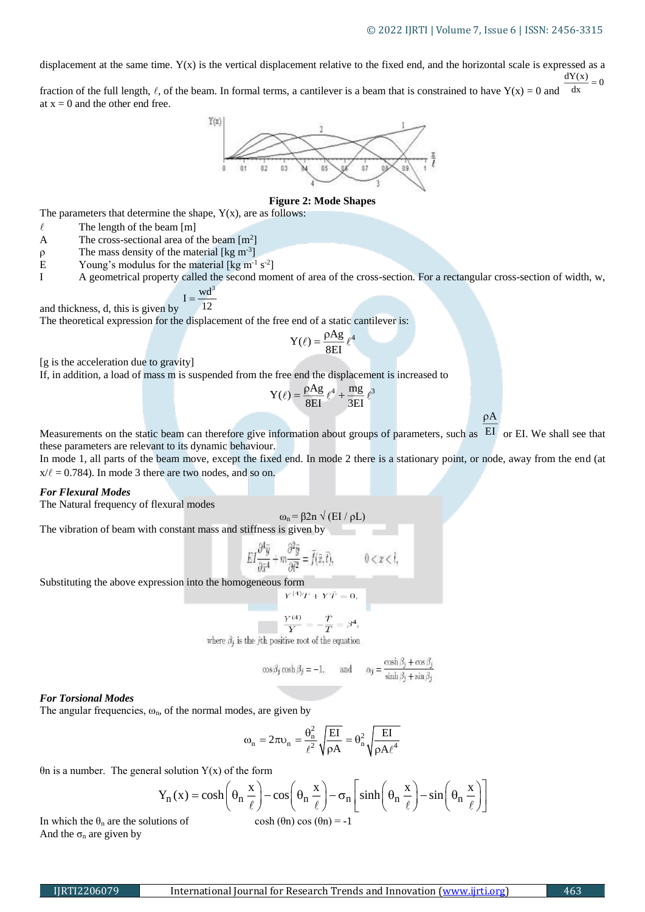displacement at the same time. Y(x) is the vertical displacement relative to the fixed end, and the horizontal scale is expressed as a fraction of the full length, $\ell$, of the beam. In formal terms, a cantilever is a beam that is constrained to have Y(x) = 0 and $\frac{dY(x)}{dx} = 0$ at x = 0 and the other end free.

**Figure 2: Mode Shapes**

The parameters that determine the shape, Y(x), are as follows:

- $\ell$ The length of the beam [m]
- A The cross-sectional area of the beam [$m^2$]
- $\rho$ The mass density of the material [kg $m^{-3}$]
- E Young's modulus for the material [kg $m^{-1}$ $s^{-2}$]
- I A geometrical property called the second moment of area of the cross-section. For a rectangular cross-section of width, w, and thickness, d, this is given by $I = \frac{wd^3}{12}$

The theoretical expression for the displacement of the free end of a static cantilever is:

$$Y(\ell) = \frac{\rho A g}{8EI}\ell^4$$

[g is the acceleration due to gravity]

If, in addition, a load of mass m is suspended from the free end the displacement is increased to

$$Y(\ell) = \frac{\rho A g}{8EI}\ell^4 + \frac{mg}{3EI}\ell^3$$

Measurements on the static beam can therefore give information about groups of parameters, such as $\frac{\rho A}{EI}$ or EI. We shall see that these parameters are relevant to its dynamic behaviour.

In mode 1, all parts of the beam move, except the fixed end. In mode 2 there is a stationary point, or node, away from the end (at $x/\ell = 0.784$). In mode 3 there are two nodes, and so on.

***For Flexural Modes***

The Natural frequency of flexural modes

$$\omega_n = \beta 2n \sqrt{(EI / \rho L)}$$

The vibration of beam with constant mass and stiffness is given by

$$EI\frac{\partial^4 \bar{y}}{\partial \bar{x}^4} + m\frac{\partial^2 \bar{y}}{\partial \bar{t}^2} = \bar{f}(\bar{x}, \bar{t}), \qquad 0 < x < l,$$

Substituting the above expression into the homogeneous form

$$Y^{(4)}T + Y\ddot{T} = 0,$$

$$\frac{Y^{(4)}}{Y} = -\frac{\ddot{T}}{T} = \beta^4,$$

where $\beta_j$ is the $j$th positive root of the equation

$$\cos\beta_j \cosh\beta_j = -1, \qquad \text{and} \qquad \alpha_j = \frac{\cosh\beta_j + \cos\beta_j}{\sinh\beta_j + \sin\beta_j}$$

***For Torsional Modes***

The angular frequencies, $\omega_n$, of the normal modes, are given by

$$\omega_n = 2\pi\upsilon_n = \frac{\theta_n^2}{\ell^2}\sqrt{\frac{EI}{\rho A}} = \theta_n^2\sqrt{\frac{EI}{\rho A \ell^4}}$$

$\theta$n is a number. The general solution Y(x) of the form

$$Y_n(x) = \cosh\left(\theta_n \frac{x}{\ell}\right) - \cos\left(\theta_n \frac{x}{\ell}\right) - \sigma_n\left[\sinh\left(\theta_n \frac{x}{\ell}\right) - \sin\left(\theta_n \frac{x}{\ell}\right)\right]$$

In which the $\theta_n$ are the solutions of $\cosh(\theta n)\cos(\theta n) = -1$

And the $\sigma_n$ are given by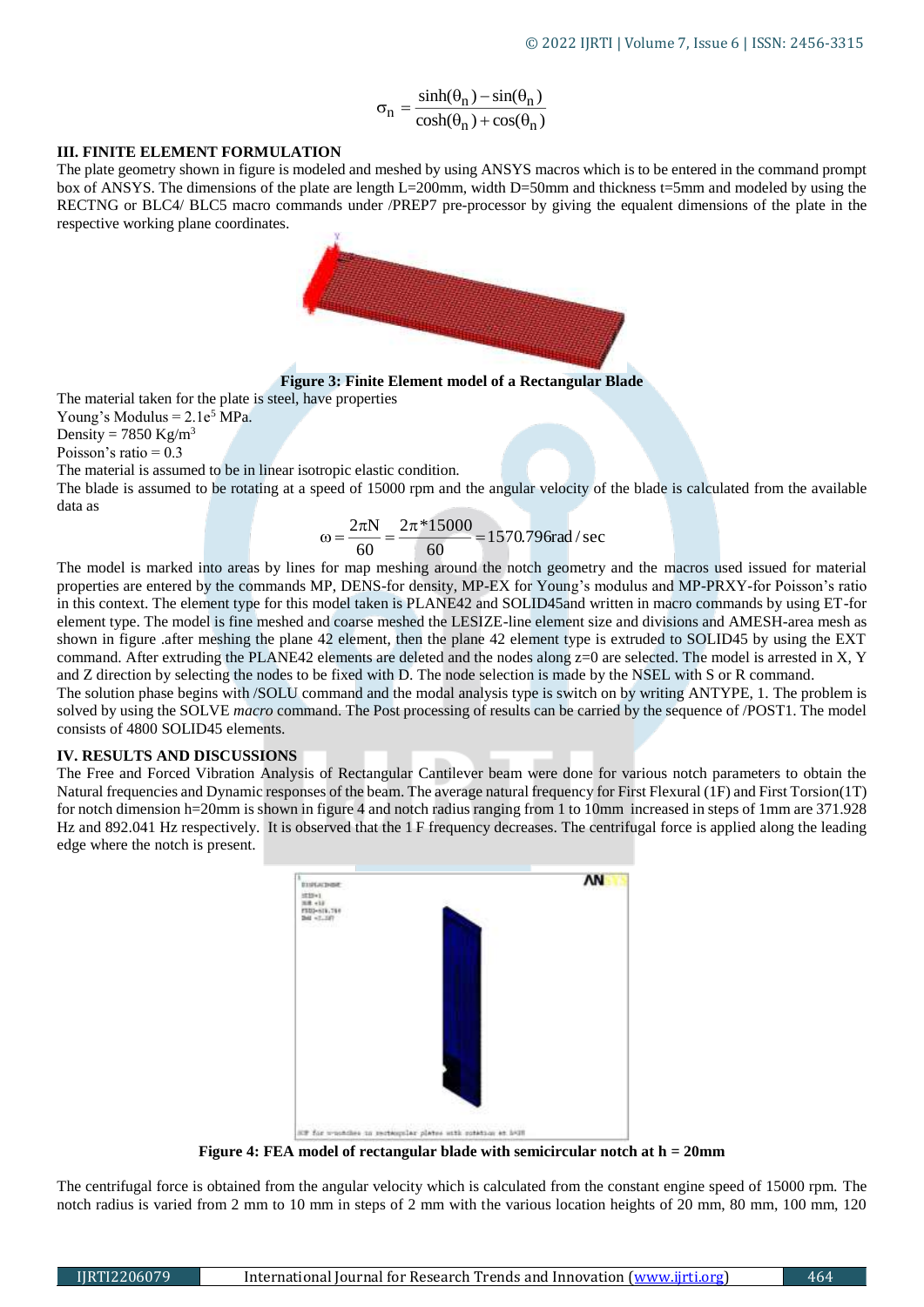$$\sigma_n = \frac{\sinh(\theta_n) - \sin(\theta_n)}{\cosh(\theta_n) + \cos(\theta_n)}$$

### III. FINITE ELEMENT FORMULATION

The plate geometry shown in figure is modeled and meshed by using ANSYS macros which is to be entered in the command prompt box of ANSYS. The dimensions of the plate are length L=200mm, width D=50mm and thickness t=5mm and modeled by using the RECTNG or BLC4/ BLC5 macro commands under /PREP7 pre-processor by giving the equalent dimensions of the plate in the respective working plane coordinates.

**Figure 3: Finite Element model of a Rectangular Blade**

The material taken for the plate is steel, have properties

Young's Modulus = $2.1e^5$ MPa.

Density = 7850 Kg/m$^3$

Poisson's ratio = 0.3

The material is assumed to be in linear isotropic elastic condition.

The blade is assumed to be rotating at a speed of 15000 rpm and the angular velocity of the blade is calculated from the available data as

$$\omega = \frac{2\pi N}{60} = \frac{2\pi * 15000}{60} = 1570.796 \text{rad/sec}$$

The model is marked into areas by lines for map meshing around the notch geometry and the macros used issued for material properties are entered by the commands MP, DENS-for density, MP-EX for Young's modulus and MP-PRXY-for Poisson's ratio in this context. The element type for this model taken is PLANE42 and SOLID45and written in macro commands by using ET-for element type. The model is fine meshed and coarse meshed the LESIZE-line element size and divisions and AMESH-area mesh as shown in figure .after meshing the plane 42 element, then the plane 42 element type is extruded to SOLID45 by using the EXT command. After extruding the PLANE42 elements are deleted and the nodes along z=0 are selected. The model is arrested in X, Y and Z direction by selecting the nodes to be fixed with D. The node selection is made by the NSEL with S or R command.

The solution phase begins with /SOLU command and the modal analysis type is switch on by writing ANTYPE, 1. The problem is solved by using the SOLVE *macro* command. The Post processing of results can be carried by the sequence of /POST1. The model consists of 4800 SOLID45 elements.

### IV. RESULTS AND DISCUSSIONS

The Free and Forced Vibration Analysis of Rectangular Cantilever beam were done for various notch parameters to obtain the Natural frequencies and Dynamic responses of the beam. The average natural frequency for First Flexural (1F) and First Torsion(1T) for notch dimension h=20mm is shown in figure 4 and notch radius ranging from 1 to 10mm increased in steps of 1mm are 371.928 Hz and 892.041 Hz respectively. It is observed that the 1 F frequency decreases. The centrifugal force is applied along the leading edge where the notch is present.

**Figure 4: FEA model of rectangular blade with semicircular notch at h = 20mm**

The centrifugal force is obtained from the angular velocity which is calculated from the constant engine speed of 15000 rpm. The notch radius is varied from 2 mm to 10 mm in steps of 2 mm with the various location heights of 20 mm, 80 mm, 100 mm, 120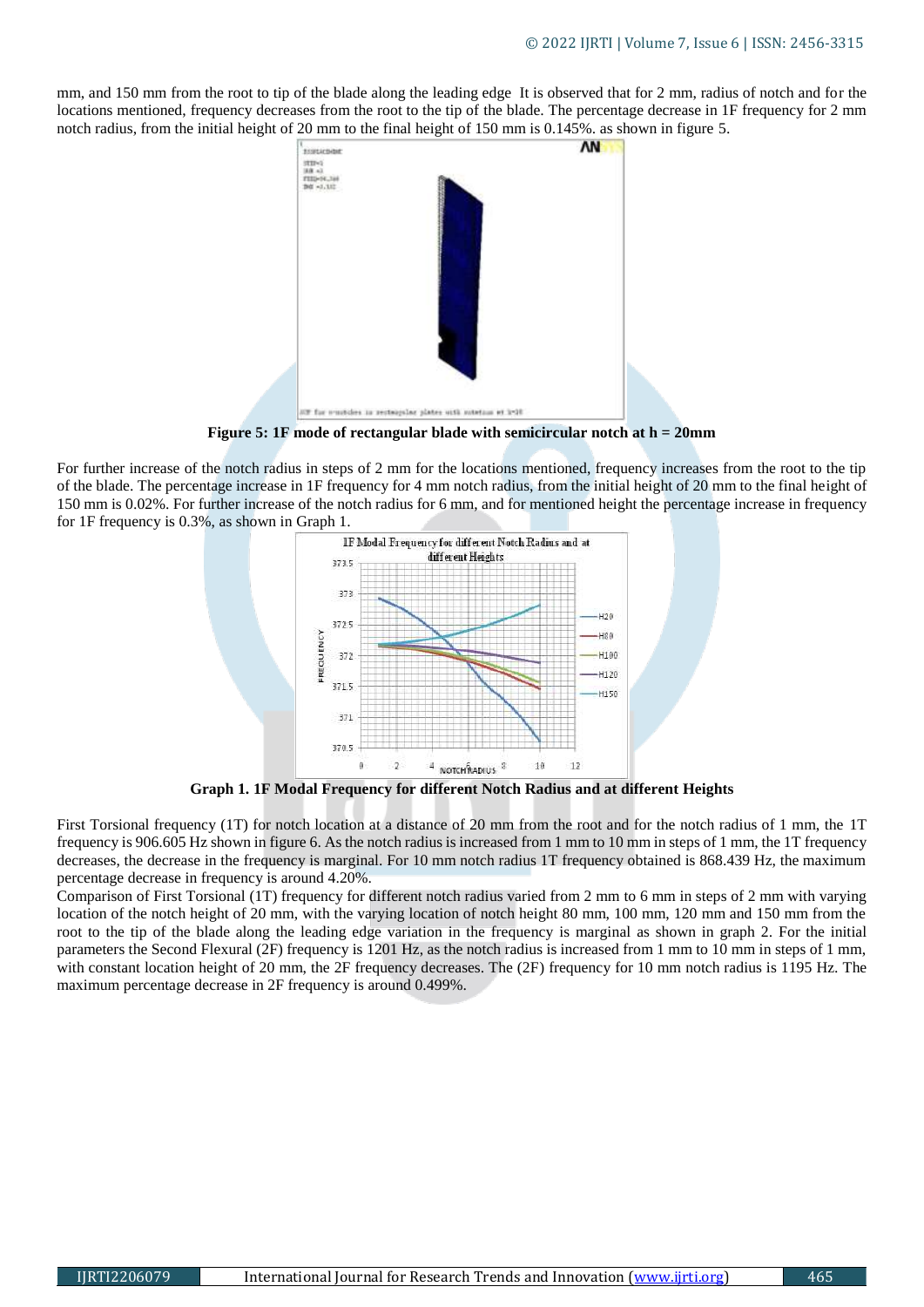mm, and 150 mm from the root to tip of the blade along the leading edge It is observed that for 2 mm, radius of notch and for the locations mentioned, frequency decreases from the root to the tip of the blade. The percentage decrease in 1F frequency for 2 mm notch radius, from the initial height of 20 mm to the final height of 150 mm is 0.145%. as shown in figure 5.

**Figure 5: 1F mode of rectangular blade with semicircular notch at h = 20mm**

For further increase of the notch radius in steps of 2 mm for the locations mentioned, frequency increases from the root to the tip of the blade. The percentage increase in 1F frequency for 4 mm notch radius, from the initial height of 20 mm to the final height of 150 mm is 0.02%. For further increase of the notch radius for 6 mm, and for mentioned height the percentage increase in frequency for 1F frequency is 0.3%, as shown in Graph 1.

**Graph 1. 1F Modal Frequency for different Notch Radius and at different Heights**

First Torsional frequency (1T) for notch location at a distance of 20 mm from the root and for the notch radius of 1 mm, the 1T frequency is 906.605 Hz shown in figure 6. As the notch radius is increased from 1 mm to 10 mm in steps of 1 mm, the 1T frequency decreases, the decrease in the frequency is marginal. For 10 mm notch radius 1T frequency obtained is 868.439 Hz, the maximum percentage decrease in frequency is around 4.20%.

Comparison of First Torsional (1T) frequency for different notch radius varied from 2 mm to 6 mm in steps of 2 mm with varying location of the notch height of 20 mm, with the varying location of notch height 80 mm, 100 mm, 120 mm and 150 mm from the root to the tip of the blade along the leading edge variation in the frequency is marginal as shown in graph 2. For the initial parameters the Second Flexural (2F) frequency is 1201 Hz, as the notch radius is increased from 1 mm to 10 mm in steps of 1 mm, with constant location height of 20 mm, the 2F frequency decreases. The (2F) frequency for 10 mm notch radius is 1195 Hz. The maximum percentage decrease in 2F frequency is around 0.499%.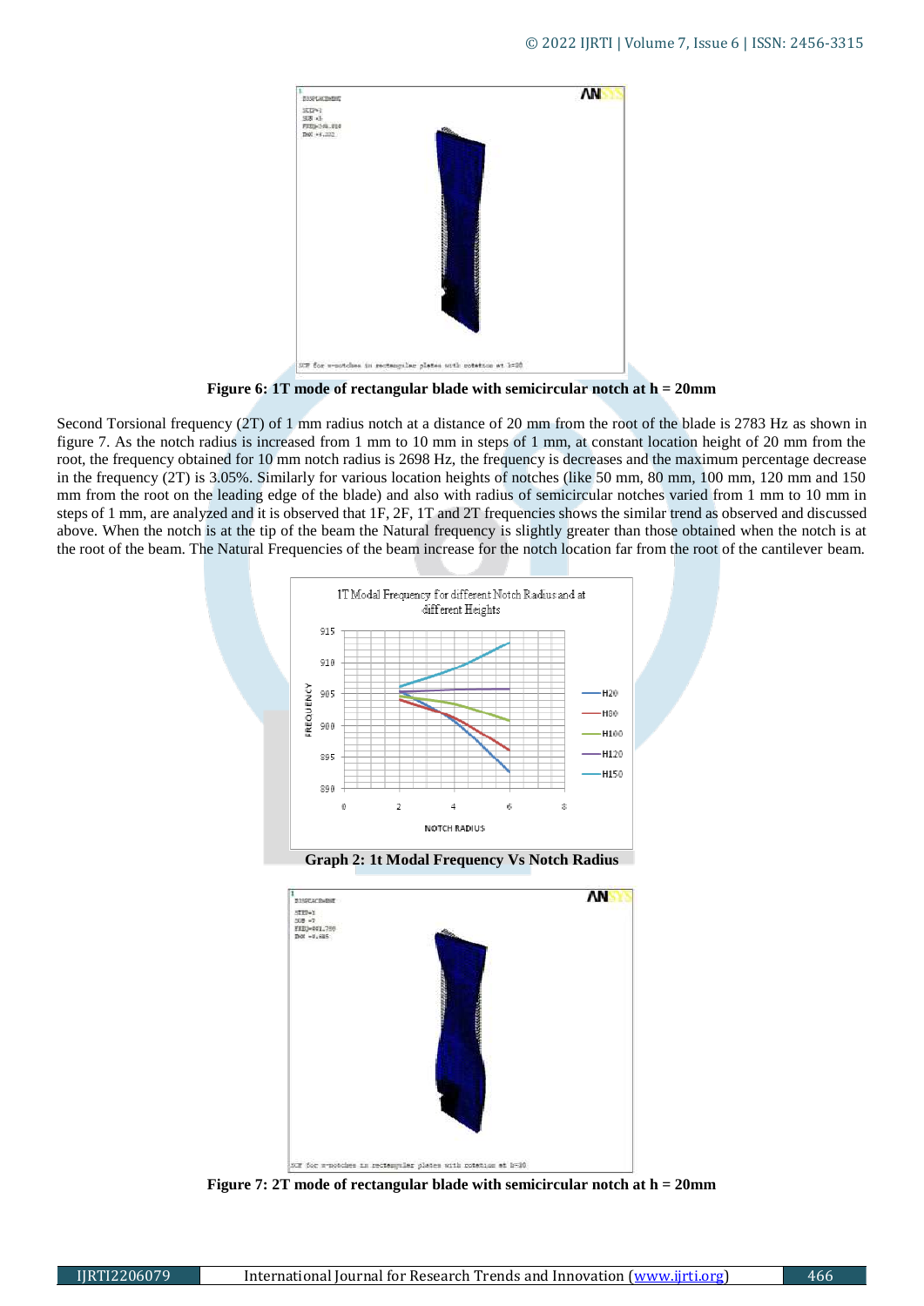Figure 6: 1T mode of rectangular blade with semicircular notch at h = 20mm

Second Torsional frequency (2T) of 1 mm radius notch at a distance of 20 mm from the root of the blade is 2783 Hz as shown in figure 7. As the notch radius is increased from 1 mm to 10 mm in steps of 1 mm, at constant location height of 20 mm from the root, the frequency obtained for 10 mm notch radius is 2698 Hz, the frequency is decreases and the maximum percentage decrease in the frequency (2T) is 3.05%. Similarly for various location heights of notches (like 50 mm, 80 mm, 100 mm, 120 mm and 150 mm from the root on the leading edge of the blade) and also with radius of semicircular notches varied from 1 mm to 10 mm in steps of 1 mm, are analyzed and it is observed that 1F, 2F, 1T and 2T frequencies shows the similar trend as observed and discussed above. When the notch is at the tip of the beam the Natural frequency is slightly greater than those obtained when the notch is at the root of the beam. The Natural Frequencies of the beam increase for the notch location far from the root of the cantilever beam.

Graph 2: 1t Modal Frequency Vs Notch Radius

Figure 7: 2T mode of rectangular blade with semicircular notch at h = 20mm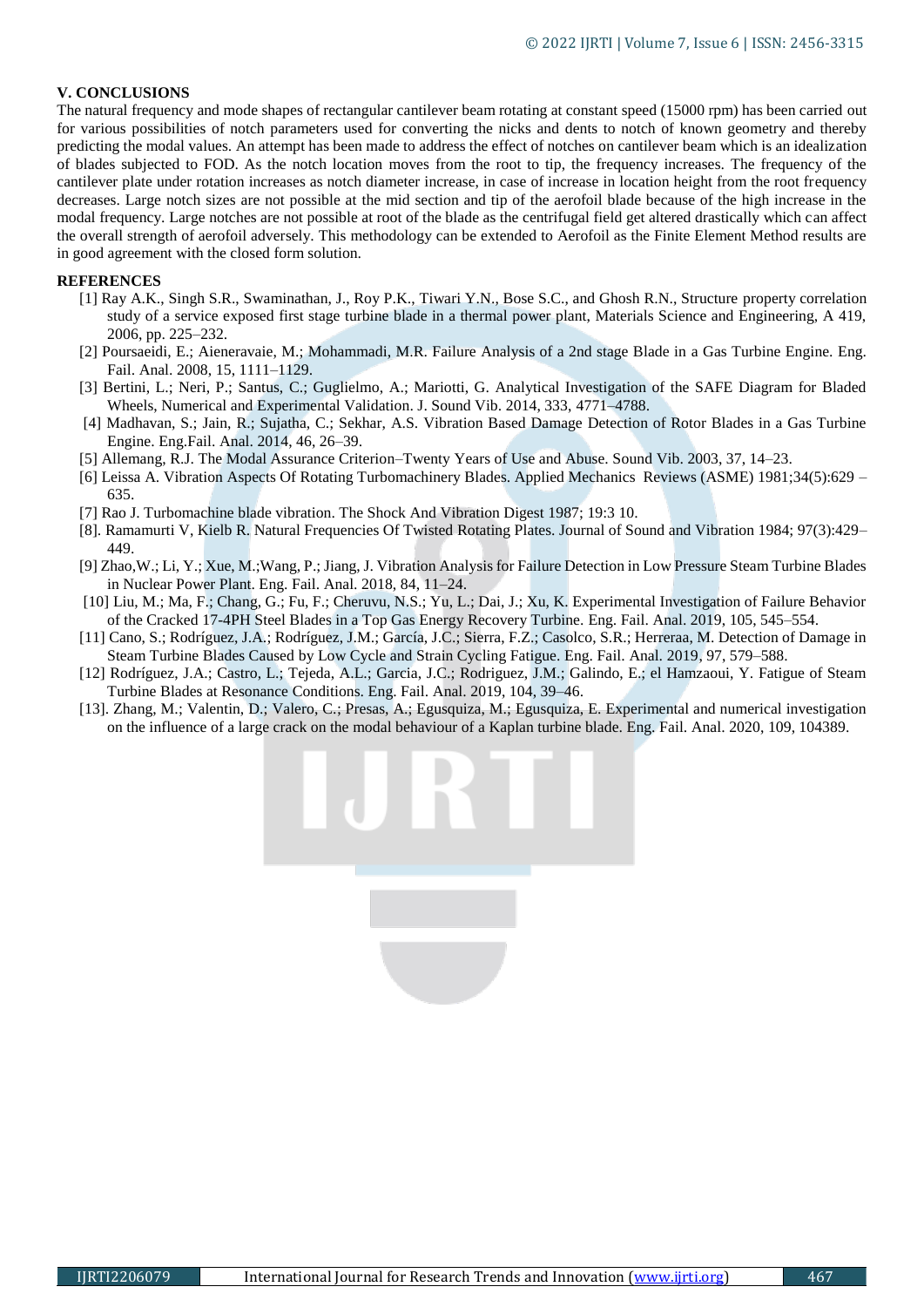## V. CONCLUSIONS

The natural frequency and mode shapes of rectangular cantilever beam rotating at constant speed (15000 rpm) has been carried out for various possibilities of notch parameters used for converting the nicks and dents to notch of known geometry and thereby predicting the modal values. An attempt has been made to address the effect of notches on cantilever beam which is an idealization of blades subjected to FOD. As the notch location moves from the root to tip, the frequency increases. The frequency of the cantilever plate under rotation increases as notch diameter increase, in case of increase in location height from the root frequency decreases. Large notch sizes are not possible at the mid section and tip of the aerofoil blade because of the high increase in the modal frequency. Large notches are not possible at root of the blade as the centrifugal field get altered drastically which can affect the overall strength of aerofoil adversely. This methodology can be extended to Aerofoil as the Finite Element Method results are in good agreement with the closed form solution.

## REFERENCES

[1] Ray A.K., Singh S.R., Swaminathan, J., Roy P.K., Tiwari Y.N., Bose S.C., and Ghosh R.N., Structure property correlation study of a service exposed first stage turbine blade in a thermal power plant, Materials Science and Engineering, A 419, 2006, pp. 225–232.

[2] Poursaeidi, E.; Aieneravaie, M.; Mohammadi, M.R. Failure Analysis of a 2nd stage Blade in a Gas Turbine Engine. Eng. Fail. Anal. 2008, 15, 1111–1129.

[3] Bertini, L.; Neri, P.; Santus, C.; Guglielmo, A.; Mariotti, G. Analytical Investigation of the SAFE Diagram for Bladed Wheels, Numerical and Experimental Validation. J. Sound Vib. 2014, 333, 4771–4788.

[4] Madhavan, S.; Jain, R.; Sujatha, C.; Sekhar, A.S. Vibration Based Damage Detection of Rotor Blades in a Gas Turbine Engine. Eng.Fail. Anal. 2014, 46, 26–39.

[5] Allemang, R.J. The Modal Assurance Criterion–Twenty Years of Use and Abuse. Sound Vib. 2003, 37, 14–23.

[6] Leissa A. Vibration Aspects Of Rotating Turbomachinery Blades. Applied Mechanics Reviews (ASME) 1981;34(5):629 – 635.

[7] Rao J. Turbomachine blade vibration. The Shock And Vibration Digest 1987; 19:3 10.

[8]. Ramamurti V, Kielb R. Natural Frequencies Of Twisted Rotating Plates. Journal of Sound and Vibration 1984; 97(3):429–449.

[9] Zhao,W.; Li, Y.; Xue, M.;Wang, P.; Jiang, J. Vibration Analysis for Failure Detection in Low Pressure Steam Turbine Blades in Nuclear Power Plant. Eng. Fail. Anal. 2018, 84, 11–24.

[10] Liu, M.; Ma, F.; Chang, G.; Fu, F.; Cheruvu, N.S.; Yu, L.; Dai, J.; Xu, K. Experimental Investigation of Failure Behavior of the Cracked 17-4PH Steel Blades in a Top Gas Energy Recovery Turbine. Eng. Fail. Anal. 2019, 105, 545–554.

[11] Cano, S.; Rodríguez, J.A.; Rodríguez, J.M.; García, J.C.; Sierra, F.Z.; Casolco, S.R.; Herreraa, M. Detection of Damage in Steam Turbine Blades Caused by Low Cycle and Strain Cycling Fatigue. Eng. Fail. Anal. 2019, 97, 579–588.

[12] Rodríguez, J.A.; Castro, L.; Tejeda, A.L.; Garcia, J.C.; Rodriguez, J.M.; Galindo, E.; el Hamzaoui, Y. Fatigue of Steam Turbine Blades at Resonance Conditions. Eng. Fail. Anal. 2019, 104, 39–46.

[13]. Zhang, M.; Valentin, D.; Valero, C.; Presas, A.; Egusquiza, M.; Egusquiza, E. Experimental and numerical investigation on the influence of a large crack on the modal behaviour of a Kaplan turbine blade. Eng. Fail. Anal. 2020, 109, 104389.